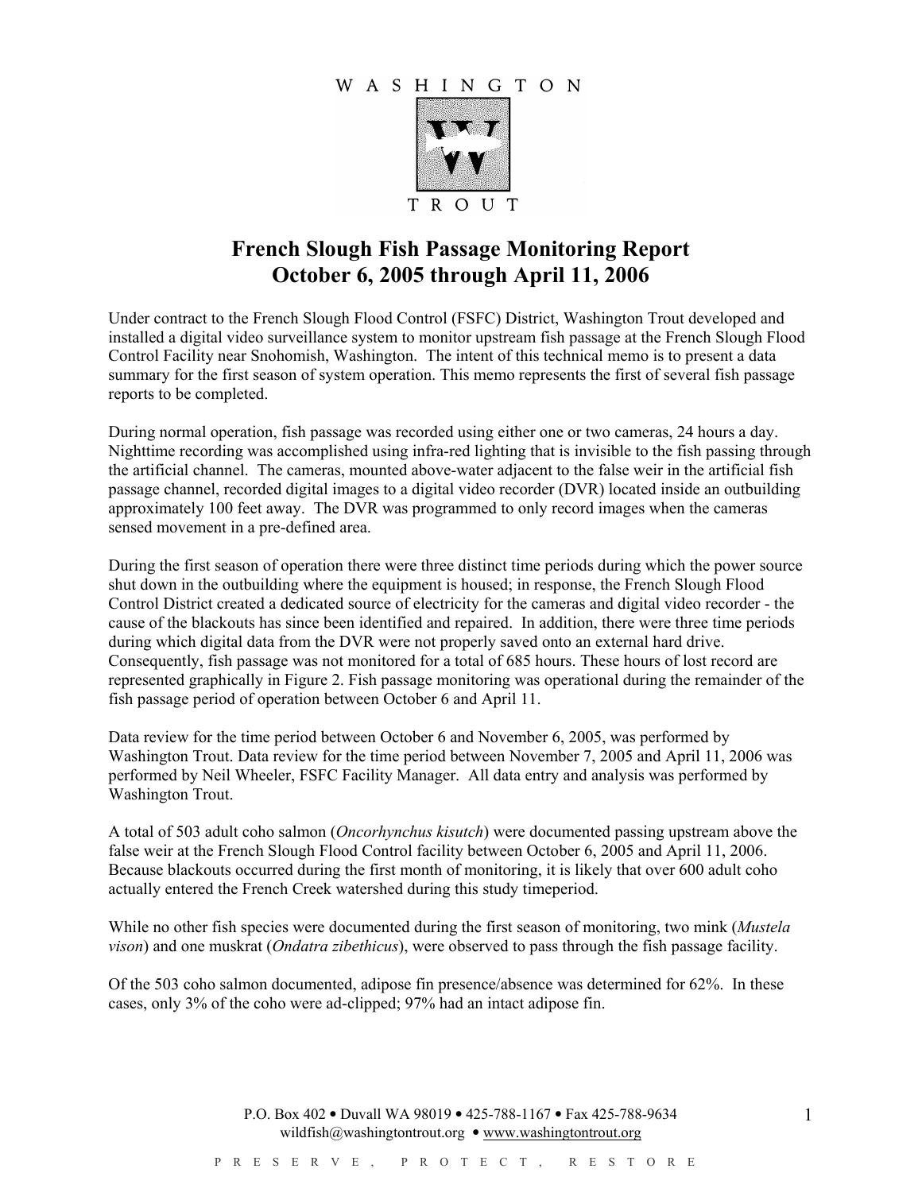WASHINGTON TROUT

# French Slough Fish Passage Monitoring Report
# October 6, 2005 through April 11, 2006

Under contract to the French Slough Flood Control (FSFC) District, Washington Trout developed and installed a digital video surveillance system to monitor upstream fish passage at the French Slough Flood Control Facility near Snohomish, Washington. The intent of this technical memo is to present a data summary for the first season of system operation. This memo represents the first of several fish passage reports to be completed.

During normal operation, fish passage was recorded using either one or two cameras, 24 hours a day. Nighttime recording was accomplished using infra-red lighting that is invisible to the fish passing through the artificial channel. The cameras, mounted above-water adjacent to the false weir in the artificial fish passage channel, recorded digital images to a digital video recorder (DVR) located inside an outbuilding approximately 100 feet away. The DVR was programmed to only record images when the cameras sensed movement in a pre-defined area.

During the first season of operation there were three distinct time periods during which the power source shut down in the outbuilding where the equipment is housed; in response, the French Slough Flood Control District created a dedicated source of electricity for the cameras and digital video recorder - the cause of the blackouts has since been identified and repaired. In addition, there were three time periods during which digital data from the DVR were not properly saved onto an external hard drive. Consequently, fish passage was not monitored for a total of 685 hours. These hours of lost record are represented graphically in Figure 2. Fish passage monitoring was operational during the remainder of the fish passage period of operation between October 6 and April 11.

Data review for the time period between October 6 and November 6, 2005, was performed by Washington Trout. Data review for the time period between November 7, 2005 and April 11, 2006 was performed by Neil Wheeler, FSFC Facility Manager. All data entry and analysis was performed by Washington Trout.

A total of 503 adult coho salmon (*Oncorhynchus kisutch*) were documented passing upstream above the false weir at the French Slough Flood Control facility between October 6, 2005 and April 11, 2006. Because blackouts occurred during the first month of monitoring, it is likely that over 600 adult coho actually entered the French Creek watershed during this study timeperiod.

While no other fish species were documented during the first season of monitoring, two mink (*Mustela vison*) and one muskrat (*Ondatra zibethicus*), were observed to pass through the fish passage facility.

Of the 503 coho salmon documented, adipose fin presence/absence was determined for 62%. In these cases, only 3% of the coho were ad-clipped; 97% had an intact adipose fin.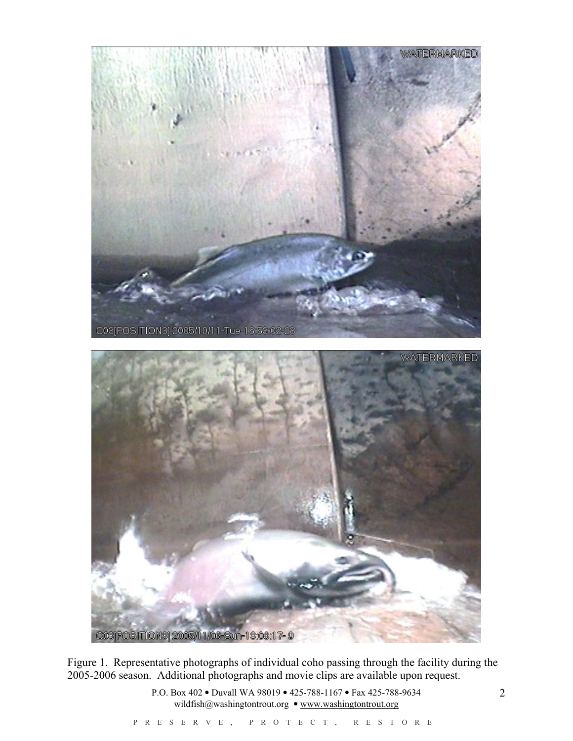Figure 1. Representative photographs of individual coho passing through the facility during the 2005-2006 season. Additional photographs and movie clips are available upon request.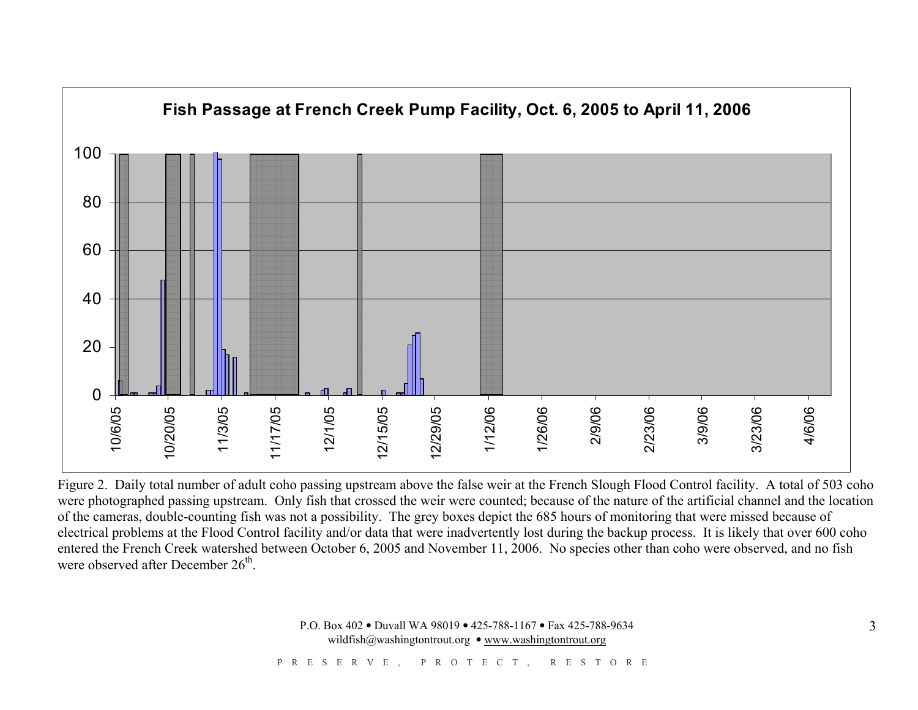Fish Passage at French Creek Pump Facility, Oct. 6, 2005 to April 11, 2006

Figure 2. Daily total number of adult coho passing upstream above the false weir at the French Slough Flood Control facility. A total of 503 coho were photographed passing upstream. Only fish that crossed the weir were counted; because of the nature of the artificial channel and the location of the cameras, double-counting fish was not a possibility. The grey boxes depict the 685 hours of monitoring that were missed because of electrical problems at the Flood Control facility and/or data that were inadvertently lost during the backup process. It is likely that over 600 coho entered the French Creek watershed between October 6, 2005 and November 11, 2006. No species other than coho were observed, and no fish were observed after December 26th.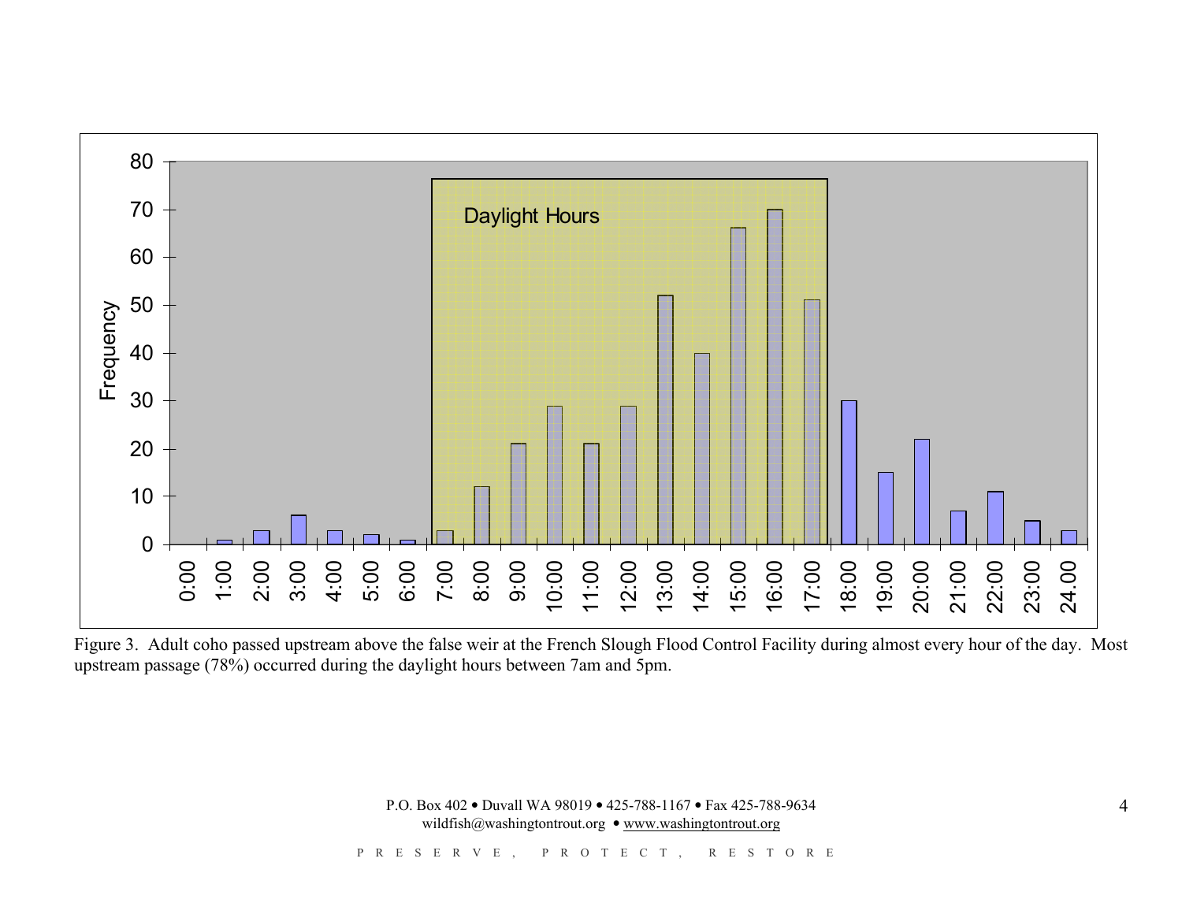Figure 3. Adult coho passed upstream above the false weir at the French Slough Flood Control Facility during almost every hour of the day. Most upstream passage (78%) occurred during the daylight hours between 7am and 5pm.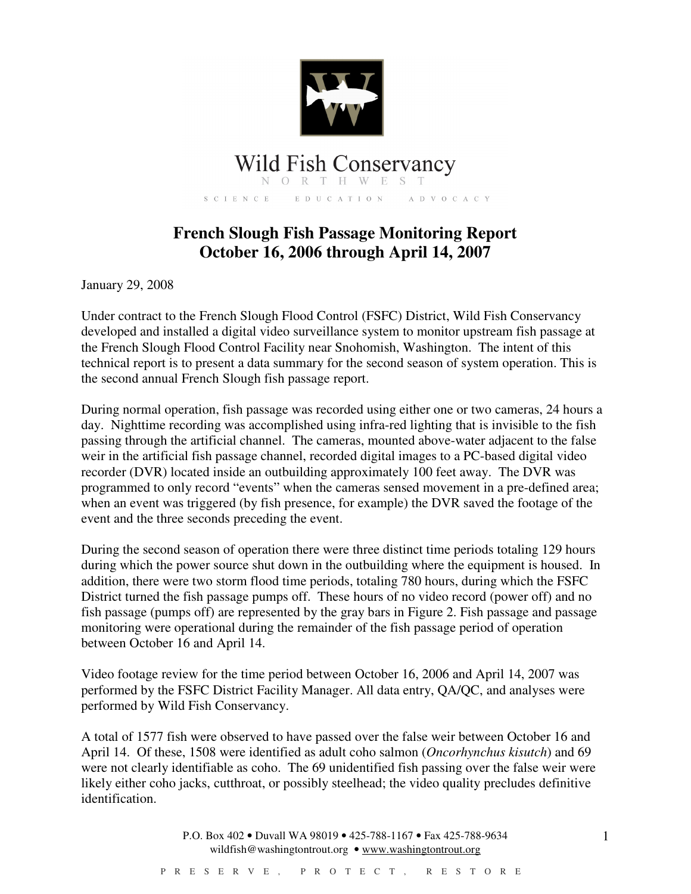Wild Fish Conservancy

NORTHWEST

SCIENCE EDUCATION ADVOCACY

# French Slough Fish Passage Monitoring Report October 16, 2006 through April 14, 2007

January 29, 2008

Under contract to the French Slough Flood Control (FSFC) District, Wild Fish Conservancy developed and installed a digital video surveillance system to monitor upstream fish passage at the French Slough Flood Control Facility near Snohomish, Washington. The intent of this technical report is to present a data summary for the second season of system operation. This is the second annual French Slough fish passage report.

During normal operation, fish passage was recorded using either one or two cameras, 24 hours a day. Nighttime recording was accomplished using infra-red lighting that is invisible to the fish passing through the artificial channel. The cameras, mounted above-water adjacent to the false weir in the artificial fish passage channel, recorded digital images to a PC-based digital video recorder (DVR) located inside an outbuilding approximately 100 feet away. The DVR was programmed to only record "events" when the cameras sensed movement in a pre-defined area; when an event was triggered (by fish presence, for example) the DVR saved the footage of the event and the three seconds preceding the event.

During the second season of operation there were three distinct time periods totaling 129 hours during which the power source shut down in the outbuilding where the equipment is housed. In addition, there were two storm flood time periods, totaling 780 hours, during which the FSFC District turned the fish passage pumps off. These hours of no video record (power off) and no fish passage (pumps off) are represented by the gray bars in Figure 2. Fish passage and passage monitoring were operational during the remainder of the fish passage period of operation between October 16 and April 14.

Video footage review for the time period between October 16, 2006 and April 14, 2007 was performed by the FSFC District Facility Manager. All data entry, QA/QC, and analyses were performed by Wild Fish Conservancy.

A total of 1577 fish were observed to have passed over the false weir between October 16 and April 14. Of these, 1508 were identified as adult coho salmon (*Oncorhynchus kisutch*) and 69 were not clearly identifiable as coho. The 69 unidentified fish passing over the false weir were likely either coho jacks, cutthroat, or possibly steelhead; the video quality precludes definitive identification.

P.O. Box 402 • Duvall WA 98019 • 425-788-1167 • Fax 425-788-9634
wildfish@washingtontrout.org • www.washingtontrout.org

PRESERVE, PROTECT, RESTORE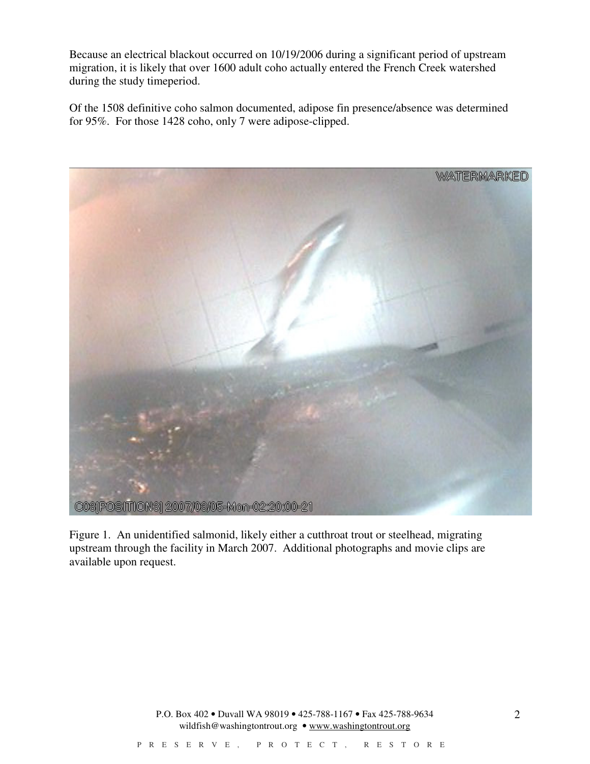Because an electrical blackout occurred on 10/19/2006 during a significant period of upstream migration, it is likely that over 1600 adult coho actually entered the French Creek watershed during the study timeperiod.

Of the 1508 definitive coho salmon documented, adipose fin presence/absence was determined for 95%. For those 1428 coho, only 7 were adipose-clipped.

Figure 1. An unidentified salmonid, likely either a cutthroat trout or steelhead, migrating upstream through the facility in March 2007. Additional photographs and movie clips are available upon request.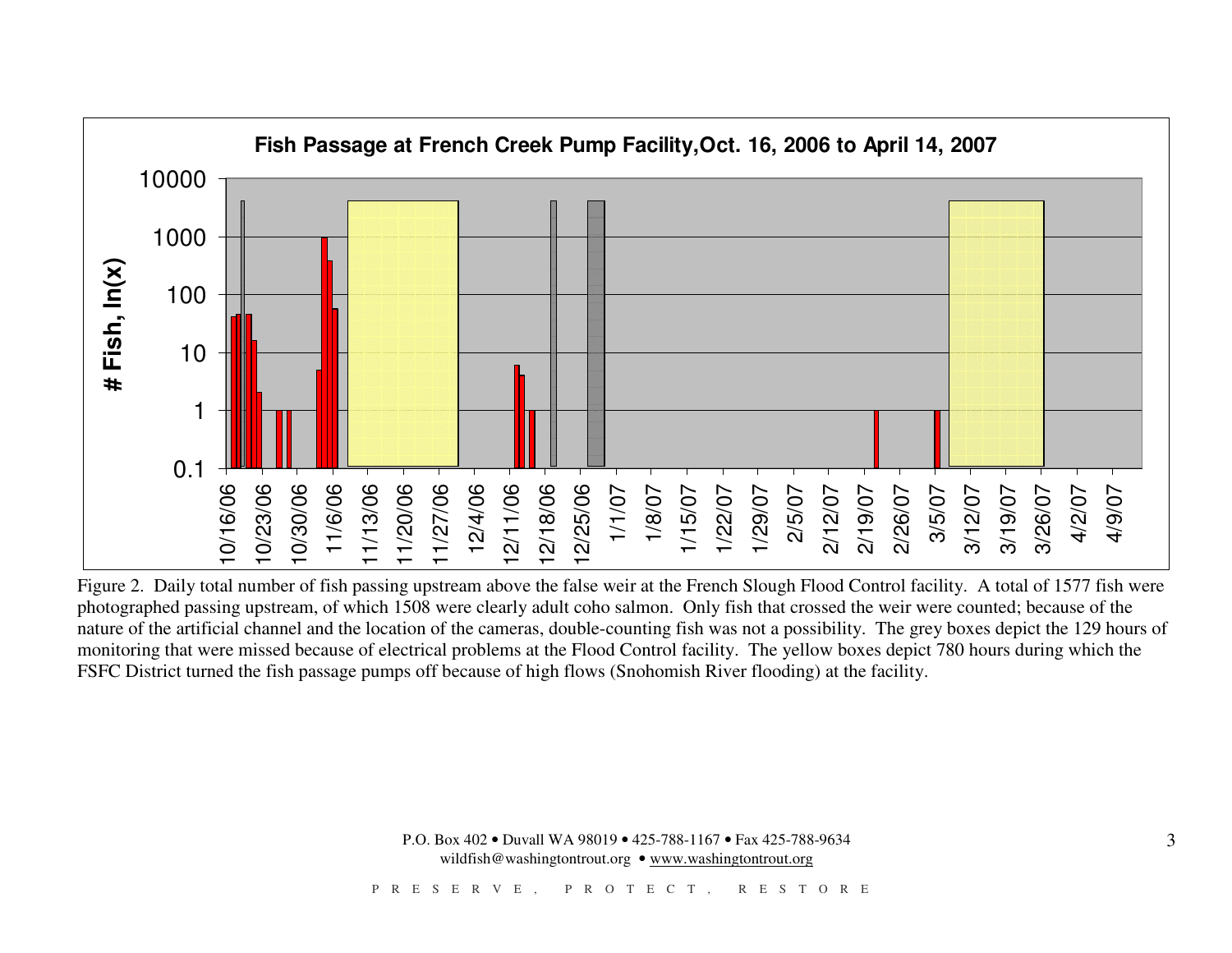Figure 2. Daily total number of fish passing upstream above the false weir at the French Slough Flood Control facility. A total of 1577 fish were photographed passing upstream, of which 1508 were clearly adult coho salmon. Only fish that crossed the weir were counted; because of the nature of the artificial channel and the location of the cameras, double-counting fish was not a possibility. The grey boxes depict the 129 hours of monitoring that were missed because of electrical problems at the Flood Control facility. The yellow boxes depict 780 hours during which the FSFC District turned the fish passage pumps off because of high flows (Snohomish River flooding) at the facility.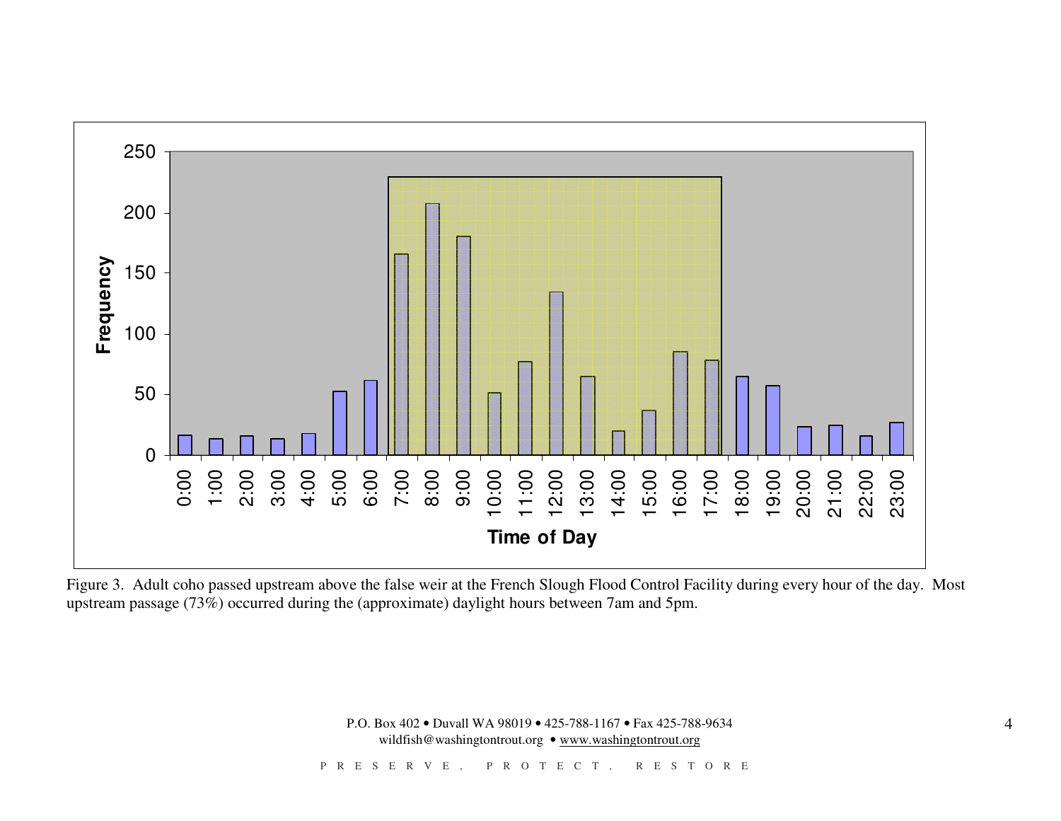250
200
150
100
50
0

Frequency

0:00
1:00
2:00
3:00
4:00
5:00
6:00
7:00
8:00
9:00
10:00
11:00
12:00
13:00
14:00
15:00
16:00
17:00
18:00
19:00
20:00
21:00
22:00
23:00

Time of Day

Figure 3. Adult coho passed upstream above the false weir at the French Slough Flood Control Facility during every hour of the day. Most upstream passage (73%) occurred during the (approximate) daylight hours between 7am and 5pm.